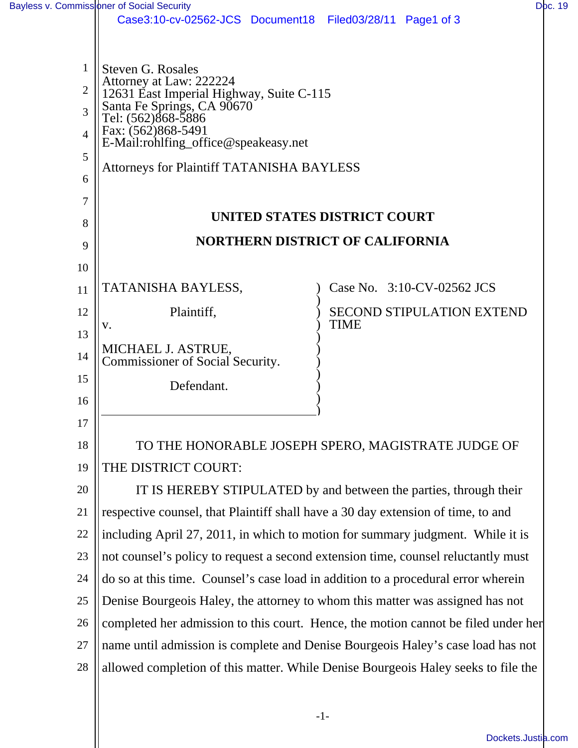Steven G. Rosales
Attorney at Law: 222224
12631 East Imperial Highway, Suite C-115
Santa Fe Springs, CA 90670
Tel: (562)868-5886
Fax: (562)868-5491
E-Mail:rohlfing_office@speakeasy.net

Attorneys for Plaintiff TATANISHA BAYLESS

**UNITED STATES DISTRICT COURT**

**NORTHERN DISTRICT OF CALIFORNIA**

| | |
|---|---|
| TATANISHA BAYLESS,<br><br>Plaintiff,<br><br>v.<br><br>MICHAEL J. ASTRUE,<br>Commissioner of Social Security.<br><br>Defendant. | Case No. 3:10-CV-02562 JCS<br><br>SECOND STIPULATION EXTEND TIME |

TO THE HONORABLE JOSEPH SPERO, MAGISTRATE JUDGE OF THE DISTRICT COURT:

IT IS HEREBY STIPULATED by and between the parties, through their respective counsel, that Plaintiff shall have a 30 day extension of time, to and including April 27, 2011, in which to motion for summary judgment. While it is not counsel's policy to request a second extension time, counsel reluctantly must do so at this time. Counsel's case load in addition to a procedural error wherein Denise Bourgeois Haley, the attorney to whom this matter was assigned has not completed her admission to this court. Hence, the motion cannot be filed under her name until admission is complete and Denise Bourgeois Haley's case load has not allowed completion of this matter. While Denise Bourgeois Haley seeks to file the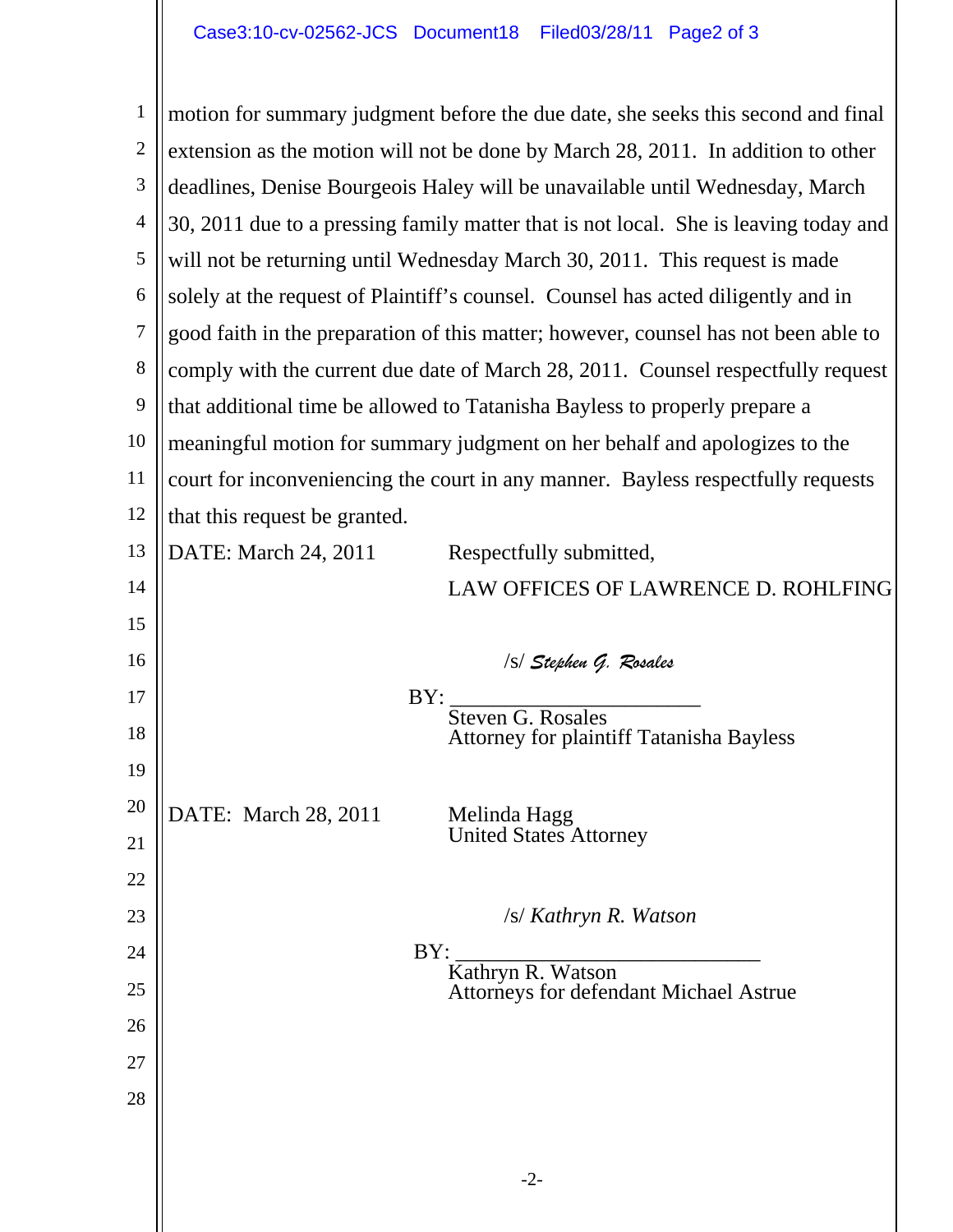motion for summary judgment before the due date, she seeks this second and final extension as the motion will not be done by March 28, 2011. In addition to other deadlines, Denise Bourgeois Haley will be unavailable until Wednesday, March 30, 2011 due to a pressing family matter that is not local. She is leaving today and will not be returning until Wednesday March 30, 2011. This request is made solely at the request of Plaintiff's counsel. Counsel has acted diligently and in good faith in the preparation of this matter; however, counsel has not been able to comply with the current due date of March 28, 2011. Counsel respectfully request that additional time be allowed to Tatanisha Bayless to properly prepare a meaningful motion for summary judgment on her behalf and apologizes to the court for inconveniencing the court in any manner. Bayless respectfully requests that this request be granted.

DATE: March 24, 2011

Respectfully submitted,

LAW OFFICES OF LAWRENCE D. ROHLFING

/s/ *Stephen G. Rosales*

BY: ______________________

Steven G. Rosales
Attorney for plaintiff Tatanisha Bayless

DATE: March 28, 2011

Melinda Hagg
United States Attorney

/s/ *Kathryn R. Watson*

BY: ______________________

Kathryn R. Watson
Attorneys for defendant Michael Astrue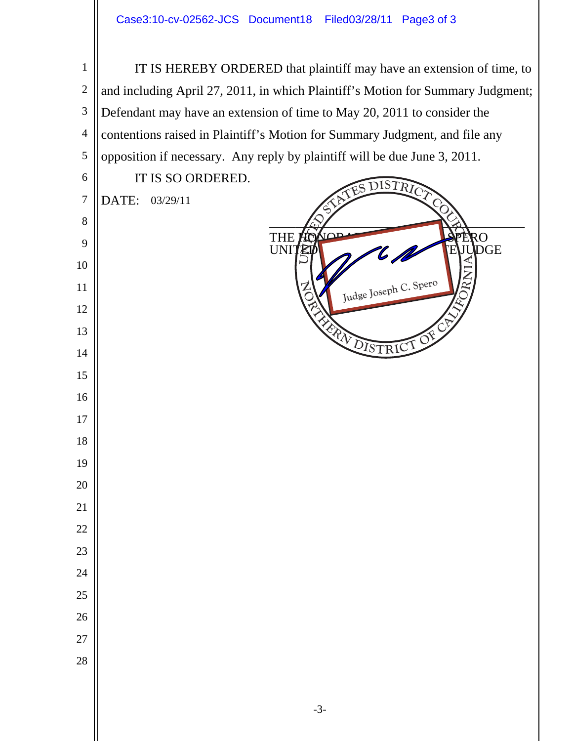IT IS HEREBY ORDERED that plaintiff may have an extension of time, to and including April 27, 2011, in which Plaintiff's Motion for Summary Judgment; Defendant may have an extension of time to May 20, 2011 to consider the contentions raised in Plaintiff's Motion for Summary Judgment, and file any opposition if necessary. Any reply by plaintiff will be due June 3, 2011.

IT IS SO ORDERED.

DATE: 03/29/11

UNITED STATES DISTRICT COURT NORTHERN DISTRICT OF CALIFORNIA

Judge Joseph C. Spero

THE HONORABLE JOSEPH C. SPERO
UNITED STATES MAGISTRATE JUDGE